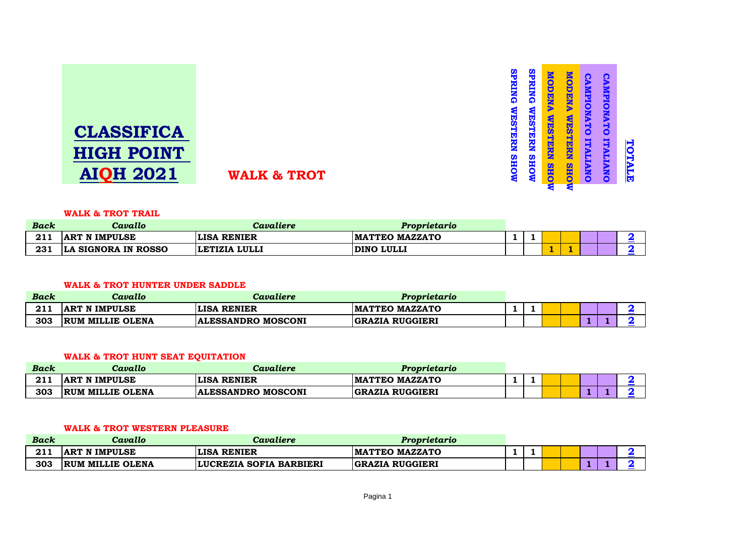# CLASSIFICA HIGH POINT AIQH 2021

## WALK & TROT

### WALK & TROT TRAIL

| Back | Cavallo | Cavaliere | Proprietario | SPRING WESTERN SHOW | SPRING WESTERN SHOW | MODENA WESTERN SHOW | MODENA WESTERN SHOW | CAMPIONATO ITALIANO | CAMPIONATO ITALIANO | TOTALE |
|---|---|---|---|---|---|---|---|---|---|---|
| 211 | ART N IMPULSE | LISA RENIER | MATTEO MAZZATO | 1 | 1 | | | | | 2 |
| 231 | LA SIGNORA IN ROSSO | LETIZIA LULLI | DINO LULLI | | | 1 | 1 | | | 2 |

### WALK & TROT HUNTER UNDER SADDLE

| Back | Cavallo | Cavaliere | Proprietario | SPRING WESTERN SHOW | SPRING WESTERN SHOW | MODENA WESTERN SHOW | MODENA WESTERN SHOW | CAMPIONATO ITALIANO | CAMPIONATO ITALIANO | TOTALE |
|---|---|---|---|---|---|---|---|---|---|---|
| 211 | ART N IMPULSE | LISA RENIER | MATTEO MAZZATO | 1 | 1 | | | | | 2 |
| 303 | RUM MILLIE OLENA | ALESSANDRO MOSCONI | GRAZIA RUGGIERI | | | | | 1 | 1 | 2 |

### WALK & TROT HUNT SEAT EQUITATION

| Back | Cavallo | Cavaliere | Proprietario | SPRING WESTERN SHOW | SPRING WESTERN SHOW | MODENA WESTERN SHOW | MODENA WESTERN SHOW | CAMPIONATO ITALIANO | CAMPIONATO ITALIANO | TOTALE |
|---|---|---|---|---|---|---|---|---|---|---|
| 211 | ART N IMPULSE | LISA RENIER | MATTEO MAZZATO | 1 | 1 | | | | | 2 |
| 303 | RUM MILLIE OLENA | ALESSANDRO MOSCONI | GRAZIA RUGGIERI | | | | | 1 | 1 | 2 |

### WALK & TROT WESTERN PLEASURE

| Back | Cavallo | Cavaliere | Proprietario | SPRING WESTERN SHOW | SPRING WESTERN SHOW | MODENA WESTERN SHOW | MODENA WESTERN SHOW | CAMPIONATO ITALIANO | CAMPIONATO ITALIANO | TOTALE |
|---|---|---|---|---|---|---|---|---|---|---|
| 211 | ART N IMPULSE | LISA RENIER | MATTEO MAZZATO | 1 | 1 | | | | | 2 |
| 303 | RUM MILLIE OLENA | LUCREZIA SOFIA BARBIERI | GRAZIA RUGGIERI | | | | | 1 | 1 | 2 |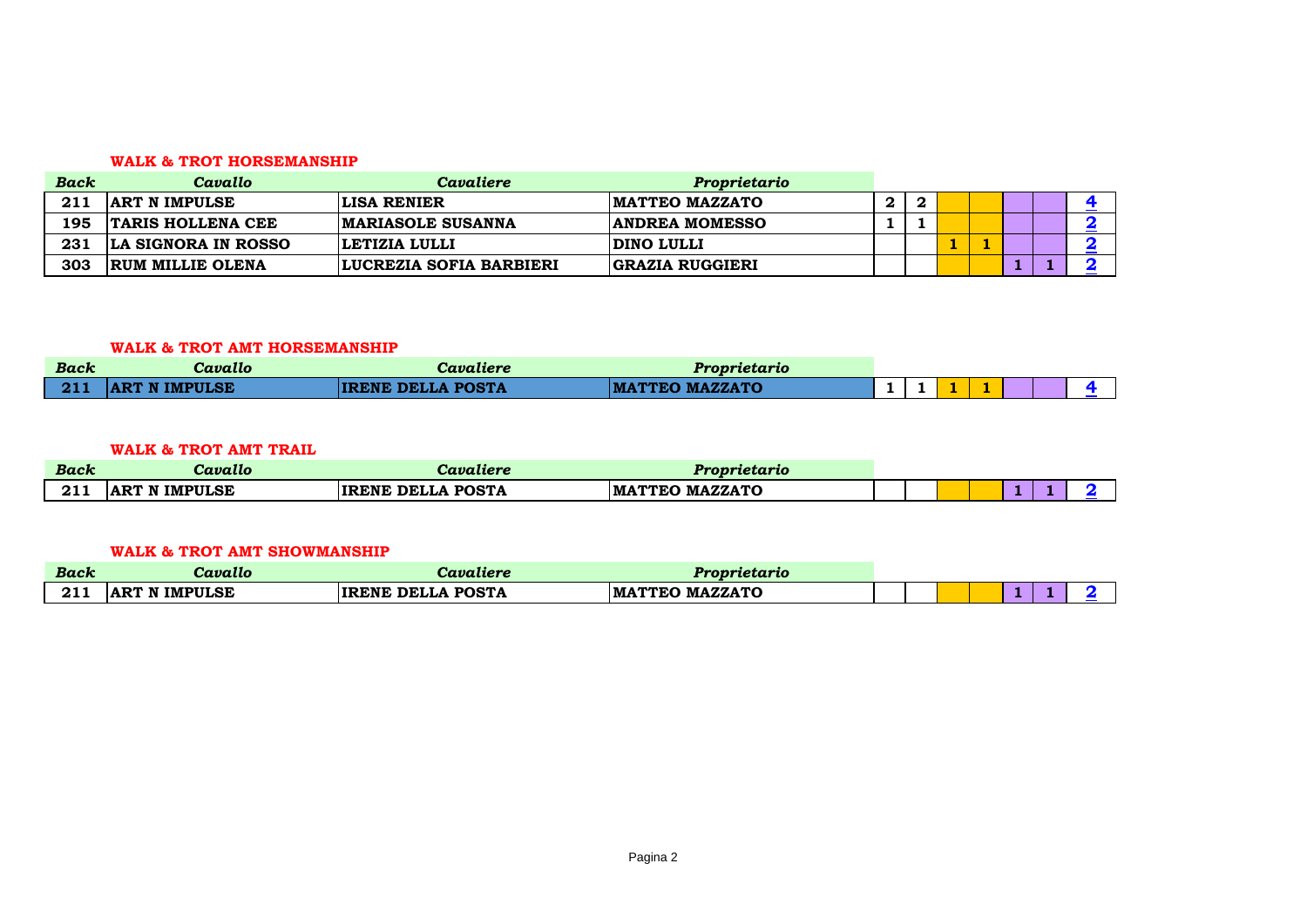**WALK & TROT HORSEMANSHIP**

| *Back* | *Cavallo* | *Cavaliere* | *Proprietario* | | | | | | | |
|---|---|---|---|---|---|---|---|---|---|---|
| 211 | ART N IMPULSE | LISA RENIER | MATTEO MAZZATO | 2 | 2 | | | | | 4 |
| 195 | TARIS HOLLENA CEE | MARIASOLE SUSANNA | ANDREA MOMESSO | 1 | 1 | | | | | 2 |
| 231 | LA SIGNORA IN ROSSO | LETIZIA LULLI | DINO LULLI | | | 1 | 1 | | | 2 |
| 303 | RUM MILLIE OLENA | LUCREZIA SOFIA BARBIERI | GRAZIA RUGGIERI | | | | | 1 | 1 | 2 |

**WALK & TROT AMT HORSEMANSHIP**

| *Back* | *Cavallo* | *Cavaliere* | *Proprietario* | | | | | | | |
|---|---|---|---|---|---|---|---|---|---|---|
| 211 | ART N IMPULSE | IRENE DELLA POSTA | MATTEO MAZZATO | 1 | 1 | 1 | 1 | | | 4 |

**WALK & TROT AMT TRAIL**

| *Back* | *Cavallo* | *Cavaliere* | *Proprietario* | | | | | | | |
|---|---|---|---|---|---|---|---|---|---|---|
| 211 | ART N IMPULSE | IRENE DELLA POSTA | MATTEO MAZZATO | | | | | 1 | 1 | 2 |

**WALK & TROT AMT SHOWMANSHIP**

| *Back* | *Cavallo* | *Cavaliere* | *Proprietario* | | | | | | | |
|---|---|---|---|---|---|---|---|---|---|---|
| 211 | ART N IMPULSE | IRENE DELLA POSTA | MATTEO MAZZATO | | | | | 1 | 1 | 2 |